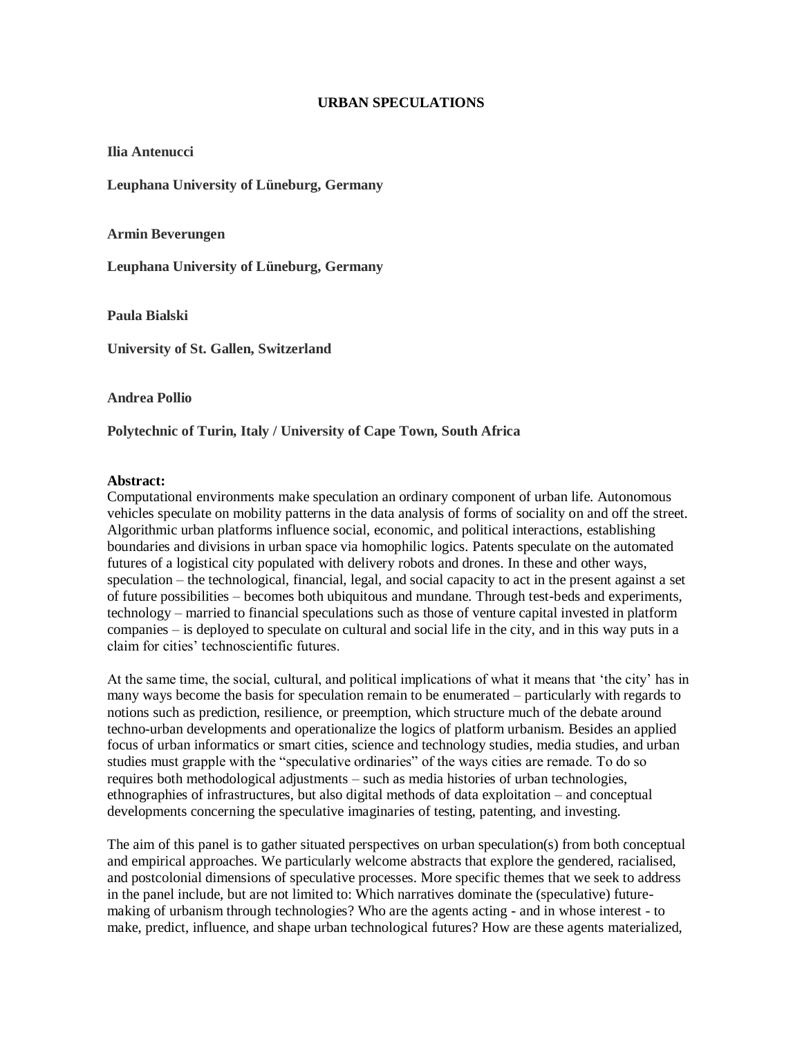# URBAN SPECULATIONS

**Ilia Antenucci**

**Leuphana University of Lüneburg, Germany**

**Armin Beverungen**

**Leuphana University of Lüneburg, Germany**

**Paula Bialski**

**University of St. Gallen, Switzerland**

**Andrea Pollio**

**Polytechnic of Turin, Italy / University of Cape Town, South Africa**

**Abstract:**

Computational environments make speculation an ordinary component of urban life. Autonomous vehicles speculate on mobility patterns in the data analysis of forms of sociality on and off the street. Algorithmic urban platforms influence social, economic, and political interactions, establishing boundaries and divisions in urban space via homophilic logics. Patents speculate on the automated futures of a logistical city populated with delivery robots and drones. In these and other ways, speculation – the technological, financial, legal, and social capacity to act in the present against a set of future possibilities – becomes both ubiquitous and mundane. Through test-beds and experiments, technology – married to financial speculations such as those of venture capital invested in platform companies – is deployed to speculate on cultural and social life in the city, and in this way puts in a claim for cities' technoscientific futures.

At the same time, the social, cultural, and political implications of what it means that 'the city' has in many ways become the basis for speculation remain to be enumerated – particularly with regards to notions such as prediction, resilience, or preemption, which structure much of the debate around techno-urban developments and operationalize the logics of platform urbanism. Besides an applied focus of urban informatics or smart cities, science and technology studies, media studies, and urban studies must grapple with the "speculative ordinaries" of the ways cities are remade. To do so requires both methodological adjustments – such as media histories of urban technologies, ethnographies of infrastructures, but also digital methods of data exploitation – and conceptual developments concerning the speculative imaginaries of testing, patenting, and investing.

The aim of this panel is to gather situated perspectives on urban speculation(s) from both conceptual and empirical approaches. We particularly welcome abstracts that explore the gendered, racialised, and postcolonial dimensions of speculative processes. More specific themes that we seek to address in the panel include, but are not limited to: Which narratives dominate the (speculative) future-making of urbanism through technologies? Who are the agents acting - and in whose interest - to make, predict, influence, and shape urban technological futures? How are these agents materialized,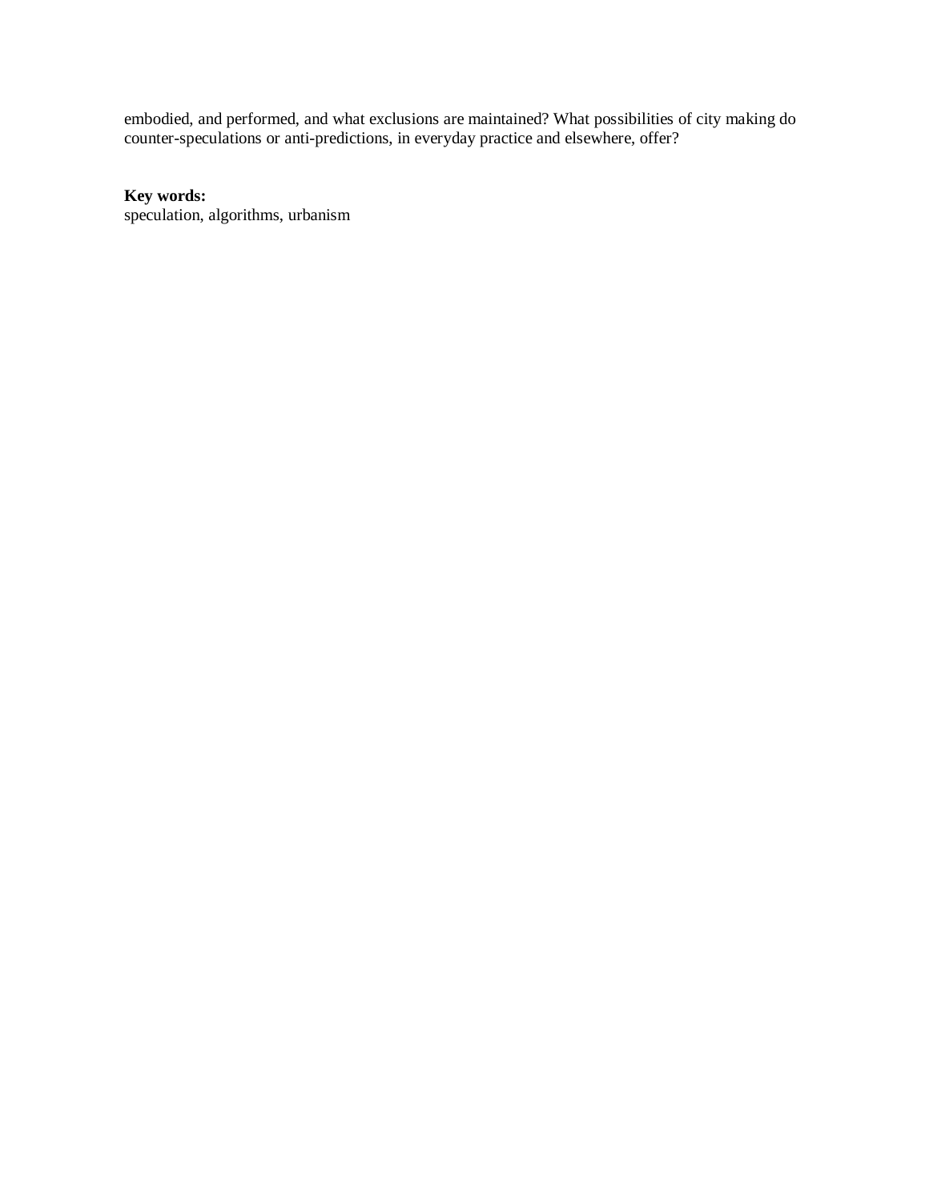embodied, and performed, and what exclusions are maintained? What possibilities of city making do counter-speculations or anti-predictions, in everyday practice and elsewhere, offer?

**Key words:**
speculation, algorithms, urbanism